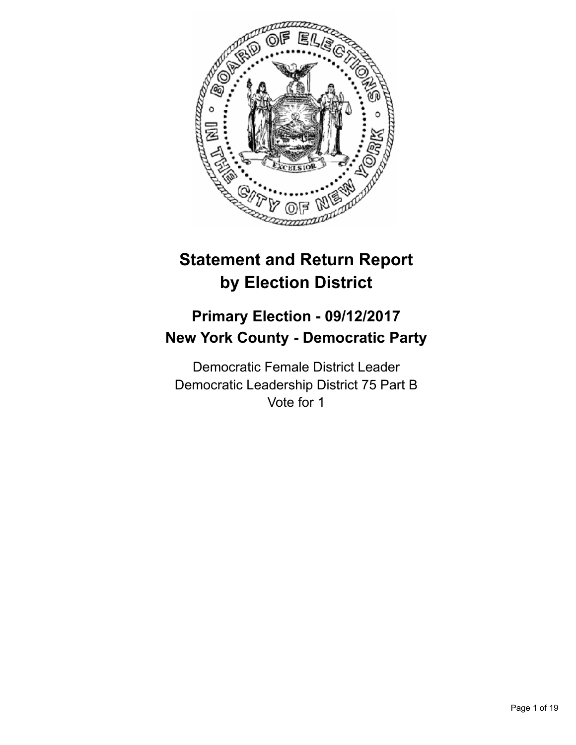# Statement and Return Report by Election District

## Primary Election - 09/12/2017
## New York County - Democratic Party

Democratic Female District Leader
Democratic Leadership District 75 Part B
Vote for 1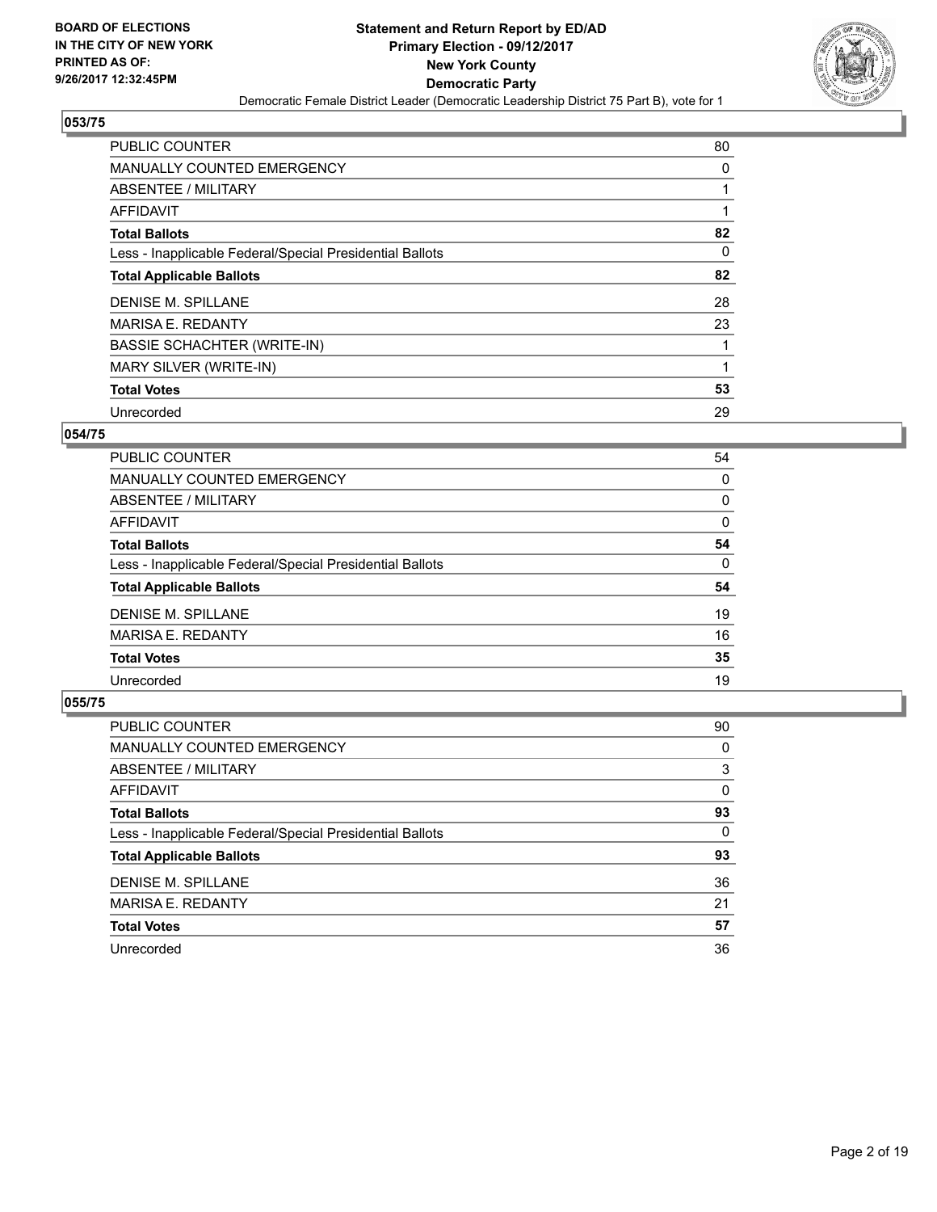## 053/75

| | |
|---|---|
| PUBLIC COUNTER | 80 |
| MANUALLY COUNTED EMERGENCY | 0 |
| ABSENTEE / MILITARY | 1 |
| AFFIDAVIT | 1 |
| **Total Ballots** | **82** |
| Less - Inapplicable Federal/Special Presidential Ballots | 0 |
| **Total Applicable Ballots** | **82** |
| DENISE M. SPILLANE | 28 |
| MARISA E. REDANTY | 23 |
| BASSIE SCHACHTER (WRITE-IN) | 1 |
| MARY SILVER (WRITE-IN) | 1 |
| **Total Votes** | **53** |
| Unrecorded | 29 |

## 054/75

| | |
|---|---|
| PUBLIC COUNTER | 54 |
| MANUALLY COUNTED EMERGENCY | 0 |
| ABSENTEE / MILITARY | 0 |
| AFFIDAVIT | 0 |
| **Total Ballots** | **54** |
| Less - Inapplicable Federal/Special Presidential Ballots | 0 |
| **Total Applicable Ballots** | **54** |
| DENISE M. SPILLANE | 19 |
| MARISA E. REDANTY | 16 |
| **Total Votes** | **35** |
| Unrecorded | 19 |

## 055/75

| | |
|---|---|
| PUBLIC COUNTER | 90 |
| MANUALLY COUNTED EMERGENCY | 0 |
| ABSENTEE / MILITARY | 3 |
| AFFIDAVIT | 0 |
| **Total Ballots** | **93** |
| Less - Inapplicable Federal/Special Presidential Ballots | 0 |
| **Total Applicable Ballots** | **93** |
| DENISE M. SPILLANE | 36 |
| MARISA E. REDANTY | 21 |
| **Total Votes** | **57** |
| Unrecorded | 36 |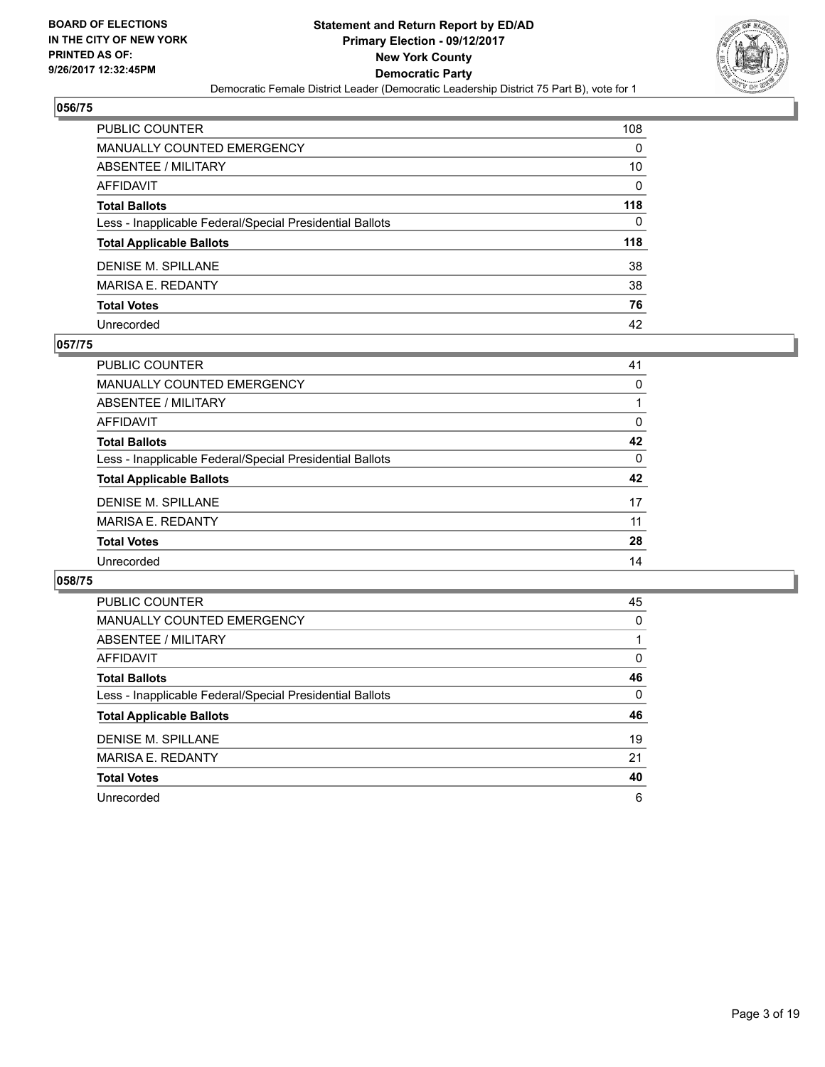## 056/75

| | |
|---|---|
| PUBLIC COUNTER | 108 |
| MANUALLY COUNTED EMERGENCY | 0 |
| ABSENTEE / MILITARY | 10 |
| AFFIDAVIT | 0 |
| **Total Ballots** | **118** |
| Less - Inapplicable Federal/Special Presidential Ballots | 0 |
| **Total Applicable Ballots** | **118** |
| DENISE M. SPILLANE | 38 |
| MARISA E. REDANTY | 38 |
| **Total Votes** | **76** |
| Unrecorded | 42 |

## 057/75

| | |
|---|---|
| PUBLIC COUNTER | 41 |
| MANUALLY COUNTED EMERGENCY | 0 |
| ABSENTEE / MILITARY | 1 |
| AFFIDAVIT | 0 |
| **Total Ballots** | **42** |
| Less - Inapplicable Federal/Special Presidential Ballots | 0 |
| **Total Applicable Ballots** | **42** |
| DENISE M. SPILLANE | 17 |
| MARISA E. REDANTY | 11 |
| **Total Votes** | **28** |
| Unrecorded | 14 |

## 058/75

| | |
|---|---|
| PUBLIC COUNTER | 45 |
| MANUALLY COUNTED EMERGENCY | 0 |
| ABSENTEE / MILITARY | 1 |
| AFFIDAVIT | 0 |
| **Total Ballots** | **46** |
| Less - Inapplicable Federal/Special Presidential Ballots | 0 |
| **Total Applicable Ballots** | **46** |
| DENISE M. SPILLANE | 19 |
| MARISA E. REDANTY | 21 |
| **Total Votes** | **40** |
| Unrecorded | 6 |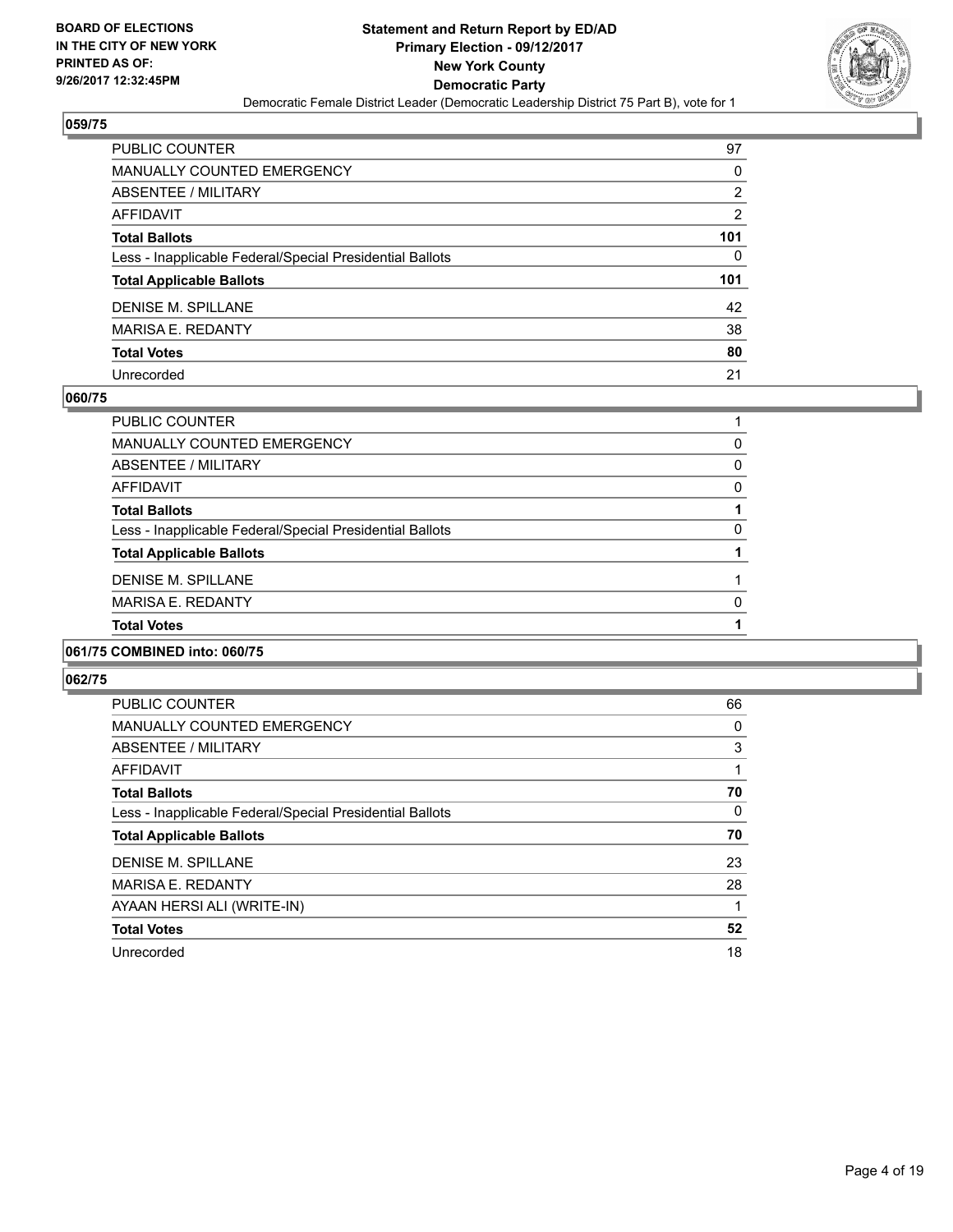### 059/75

| | |
|---|---|
| PUBLIC COUNTER | 97 |
| MANUALLY COUNTED EMERGENCY | 0 |
| ABSENTEE / MILITARY | 2 |
| AFFIDAVIT | 2 |
| **Total Ballots** | **101** |
| Less - Inapplicable Federal/Special Presidential Ballots | 0 |
| **Total Applicable Ballots** | **101** |
| DENISE M. SPILLANE | 42 |
| MARISA E. REDANTY | 38 |
| **Total Votes** | **80** |
| Unrecorded | 21 |

### 060/75

| | |
|---|---|
| PUBLIC COUNTER | 1 |
| MANUALLY COUNTED EMERGENCY | 0 |
| ABSENTEE / MILITARY | 0 |
| AFFIDAVIT | 0 |
| **Total Ballots** | **1** |
| Less - Inapplicable Federal/Special Presidential Ballots | 0 |
| **Total Applicable Ballots** | **1** |
| DENISE M. SPILLANE | 1 |
| MARISA E. REDANTY | 0 |
| **Total Votes** | **1** |

### 061/75 COMBINED into: 060/75

### 062/75

| | |
|---|---|
| PUBLIC COUNTER | 66 |
| MANUALLY COUNTED EMERGENCY | 0 |
| ABSENTEE / MILITARY | 3 |
| AFFIDAVIT | 1 |
| **Total Ballots** | **70** |
| Less - Inapplicable Federal/Special Presidential Ballots | 0 |
| **Total Applicable Ballots** | **70** |
| DENISE M. SPILLANE | 23 |
| MARISA E. REDANTY | 28 |
| AYAAN HERSI ALI (WRITE-IN) | 1 |
| **Total Votes** | **52** |
| Unrecorded | 18 |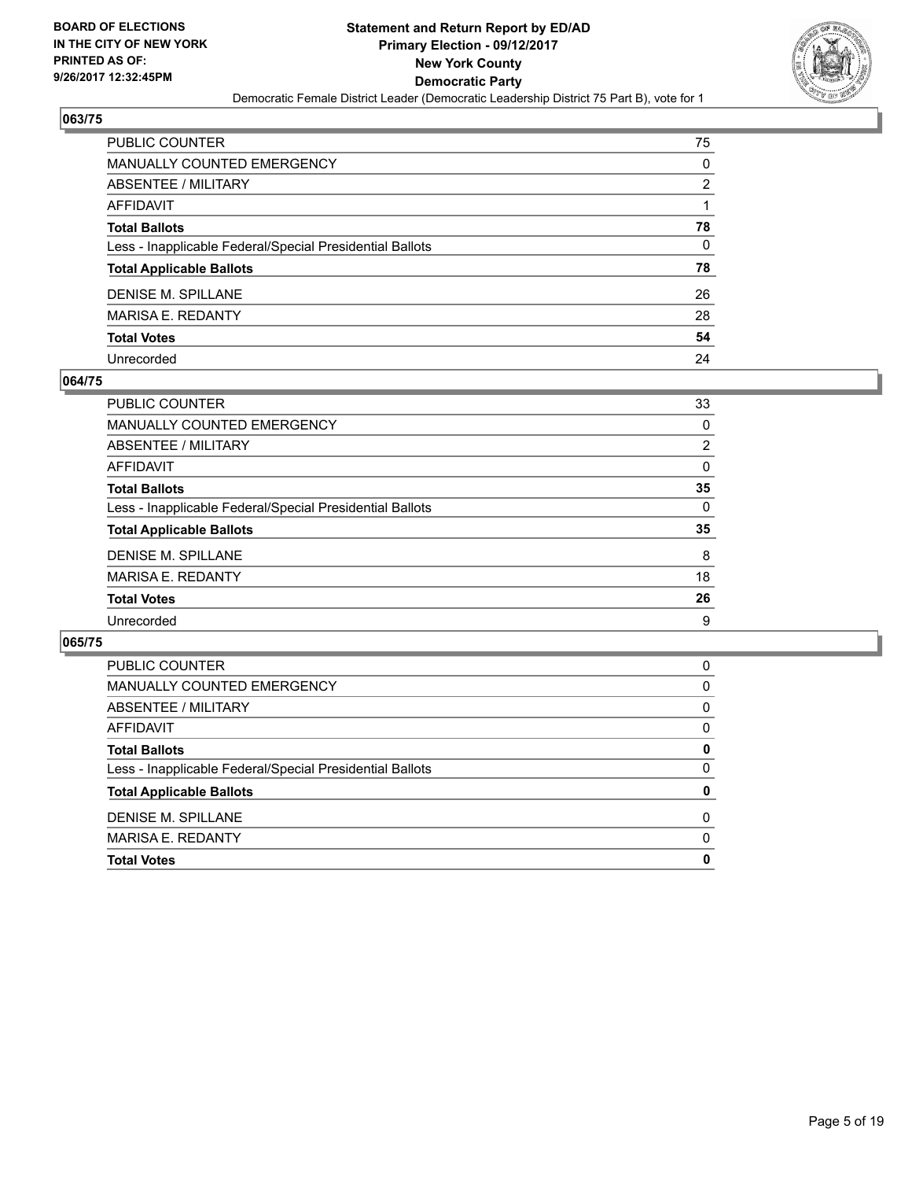**BOARD OF ELECTIONS IN THE CITY OF NEW YORK PRINTED AS OF: 9/26/2017 12:32:45PM**

# Statement and Return Report by ED/AD
## Primary Election - 09/12/2017
## New York County
## Democratic Party
Democratic Female District Leader (Democratic Leadership District 75 Part B), vote for 1

### 063/75

| | |
|---|---|
| PUBLIC COUNTER | 75 |
| MANUALLY COUNTED EMERGENCY | 0 |
| ABSENTEE / MILITARY | 2 |
| AFFIDAVIT | 1 |
| **Total Ballots** | **78** |
| Less - Inapplicable Federal/Special Presidential Ballots | 0 |
| **Total Applicable Ballots** | **78** |
| DENISE M. SPILLANE | 26 |
| MARISA E. REDANTY | 28 |
| **Total Votes** | **54** |
| Unrecorded | 24 |

### 064/75

| | |
|---|---|
| PUBLIC COUNTER | 33 |
| MANUALLY COUNTED EMERGENCY | 0 |
| ABSENTEE / MILITARY | 2 |
| AFFIDAVIT | 0 |
| **Total Ballots** | **35** |
| Less - Inapplicable Federal/Special Presidential Ballots | 0 |
| **Total Applicable Ballots** | **35** |
| DENISE M. SPILLANE | 8 |
| MARISA E. REDANTY | 18 |
| **Total Votes** | **26** |
| Unrecorded | 9 |

### 065/75

| | |
|---|---|
| PUBLIC COUNTER | 0 |
| MANUALLY COUNTED EMERGENCY | 0 |
| ABSENTEE / MILITARY | 0 |
| AFFIDAVIT | 0 |
| **Total Ballots** | **0** |
| Less - Inapplicable Federal/Special Presidential Ballots | 0 |
| **Total Applicable Ballots** | **0** |
| DENISE M. SPILLANE | 0 |
| MARISA E. REDANTY | 0 |
| **Total Votes** | **0** |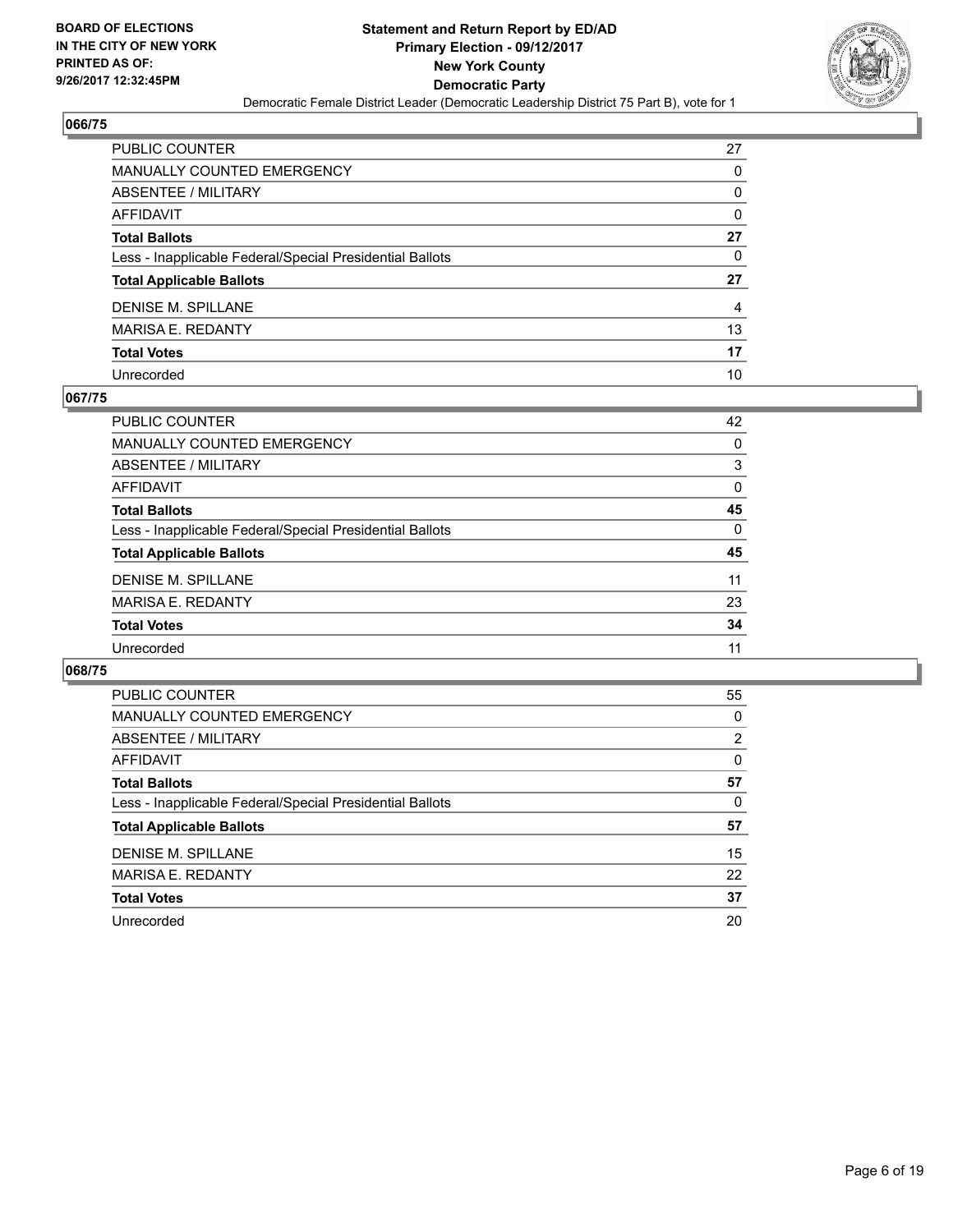## 066/75

| | |
|---|---|
| PUBLIC COUNTER | 27 |
| MANUALLY COUNTED EMERGENCY | 0 |
| ABSENTEE / MILITARY | 0 |
| AFFIDAVIT | 0 |
| **Total Ballots** | **27** |
| Less - Inapplicable Federal/Special Presidential Ballots | 0 |
| **Total Applicable Ballots** | **27** |
| DENISE M. SPILLANE | 4 |
| MARISA E. REDANTY | 13 |
| **Total Votes** | **17** |
| Unrecorded | 10 |

## 067/75

| | |
|---|---|
| PUBLIC COUNTER | 42 |
| MANUALLY COUNTED EMERGENCY | 0 |
| ABSENTEE / MILITARY | 3 |
| AFFIDAVIT | 0 |
| **Total Ballots** | **45** |
| Less - Inapplicable Federal/Special Presidential Ballots | 0 |
| **Total Applicable Ballots** | **45** |
| DENISE M. SPILLANE | 11 |
| MARISA E. REDANTY | 23 |
| **Total Votes** | **34** |
| Unrecorded | 11 |

## 068/75

| | |
|---|---|
| PUBLIC COUNTER | 55 |
| MANUALLY COUNTED EMERGENCY | 0 |
| ABSENTEE / MILITARY | 2 |
| AFFIDAVIT | 0 |
| **Total Ballots** | **57** |
| Less - Inapplicable Federal/Special Presidential Ballots | 0 |
| **Total Applicable Ballots** | **57** |
| DENISE M. SPILLANE | 15 |
| MARISA E. REDANTY | 22 |
| **Total Votes** | **37** |
| Unrecorded | 20 |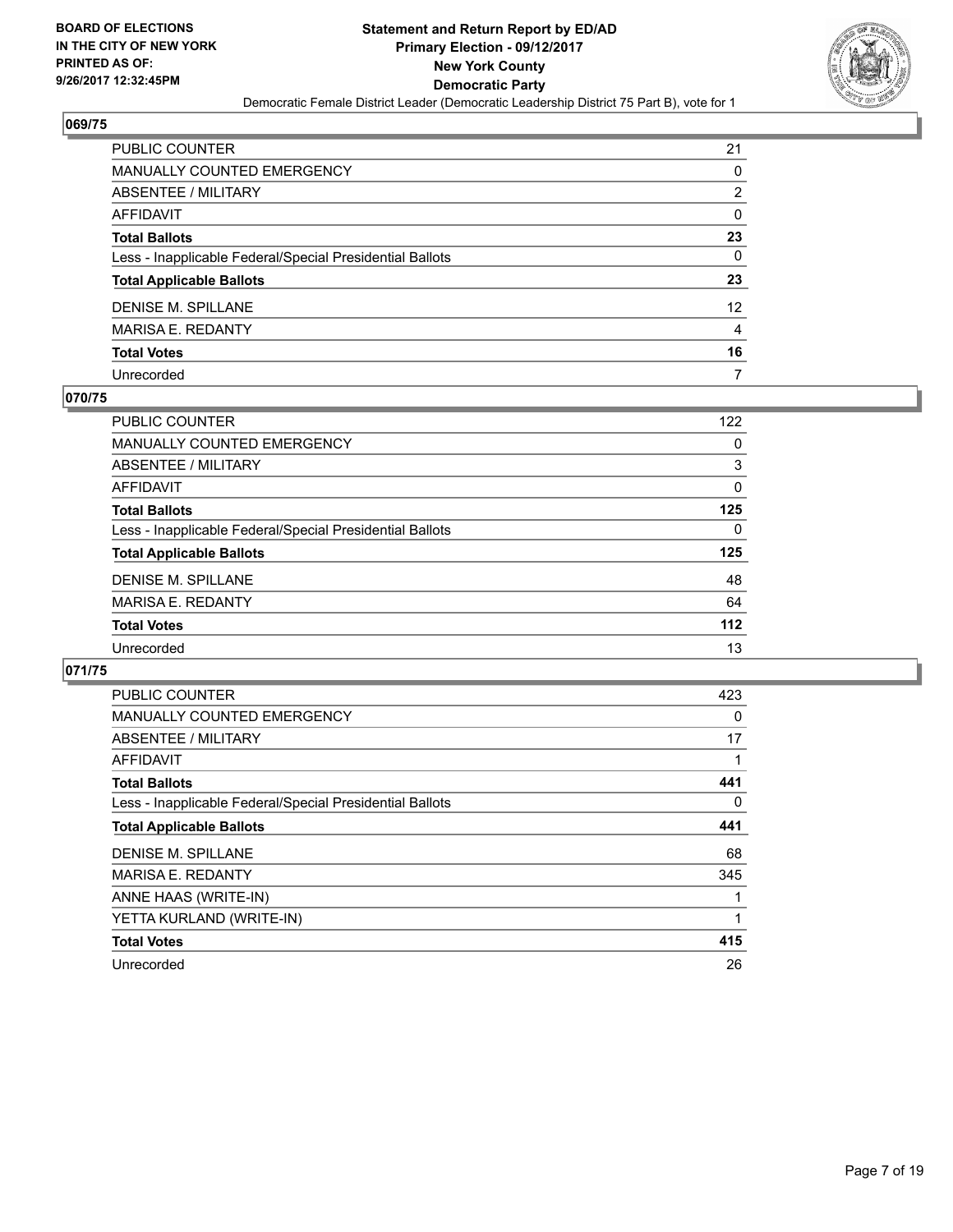### 069/75

| | |
|---|---|
| PUBLIC COUNTER | 21 |
| MANUALLY COUNTED EMERGENCY | 0 |
| ABSENTEE / MILITARY | 2 |
| AFFIDAVIT | 0 |
| **Total Ballots** | **23** |
| Less - Inapplicable Federal/Special Presidential Ballots | 0 |
| **Total Applicable Ballots** | **23** |
| DENISE M. SPILLANE | 12 |
| MARISA E. REDANTY | 4 |
| **Total Votes** | **16** |
| Unrecorded | 7 |

### 070/75

| | |
|---|---|
| PUBLIC COUNTER | 122 |
| MANUALLY COUNTED EMERGENCY | 0 |
| ABSENTEE / MILITARY | 3 |
| AFFIDAVIT | 0 |
| **Total Ballots** | **125** |
| Less - Inapplicable Federal/Special Presidential Ballots | 0 |
| **Total Applicable Ballots** | **125** |
| DENISE M. SPILLANE | 48 |
| MARISA E. REDANTY | 64 |
| **Total Votes** | **112** |
| Unrecorded | 13 |

### 071/75

| | |
|---|---|
| PUBLIC COUNTER | 423 |
| MANUALLY COUNTED EMERGENCY | 0 |
| ABSENTEE / MILITARY | 17 |
| AFFIDAVIT | 1 |
| **Total Ballots** | **441** |
| Less - Inapplicable Federal/Special Presidential Ballots | 0 |
| **Total Applicable Ballots** | **441** |
| DENISE M. SPILLANE | 68 |
| MARISA E. REDANTY | 345 |
| ANNE HAAS (WRITE-IN) | 1 |
| YETTA KURLAND (WRITE-IN) | 1 |
| **Total Votes** | **415** |
| Unrecorded | 26 |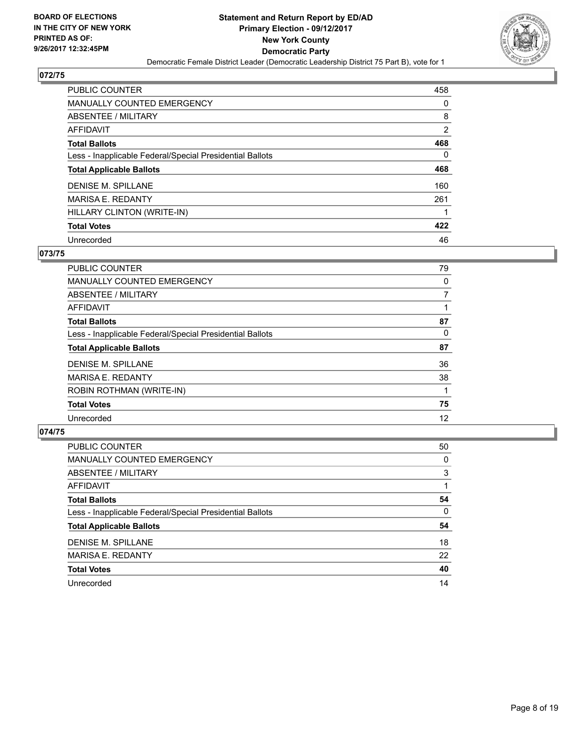**BOARD OF ELECTIONS IN THE CITY OF NEW YORK PRINTED AS OF: 9/26/2017 12:32:45PM**

**Statement and Return Report by ED/AD**
**Primary Election - 09/12/2017**
**New York County**
**Democratic Party**
Democratic Female District Leader (Democratic Leadership District 75 Part B), vote for 1

## 072/75

| | |
|---|---|
| PUBLIC COUNTER | 458 |
| MANUALLY COUNTED EMERGENCY | 0 |
| ABSENTEE / MILITARY | 8 |
| AFFIDAVIT | 2 |
| **Total Ballots** | **468** |
| Less - Inapplicable Federal/Special Presidential Ballots | 0 |
| **Total Applicable Ballots** | **468** |
| DENISE M. SPILLANE | 160 |
| MARISA E. REDANTY | 261 |
| HILLARY CLINTON (WRITE-IN) | 1 |
| **Total Votes** | **422** |
| Unrecorded | 46 |

## 073/75

| | |
|---|---|
| PUBLIC COUNTER | 79 |
| MANUALLY COUNTED EMERGENCY | 0 |
| ABSENTEE / MILITARY | 7 |
| AFFIDAVIT | 1 |
| **Total Ballots** | **87** |
| Less - Inapplicable Federal/Special Presidential Ballots | 0 |
| **Total Applicable Ballots** | **87** |
| DENISE M. SPILLANE | 36 |
| MARISA E. REDANTY | 38 |
| ROBIN ROTHMAN (WRITE-IN) | 1 |
| **Total Votes** | **75** |
| Unrecorded | 12 |

## 074/75

| | |
|---|---|
| PUBLIC COUNTER | 50 |
| MANUALLY COUNTED EMERGENCY | 0 |
| ABSENTEE / MILITARY | 3 |
| AFFIDAVIT | 1 |
| **Total Ballots** | **54** |
| Less - Inapplicable Federal/Special Presidential Ballots | 0 |
| **Total Applicable Ballots** | **54** |
| DENISE M. SPILLANE | 18 |
| MARISA E. REDANTY | 22 |
| **Total Votes** | **40** |
| Unrecorded | 14 |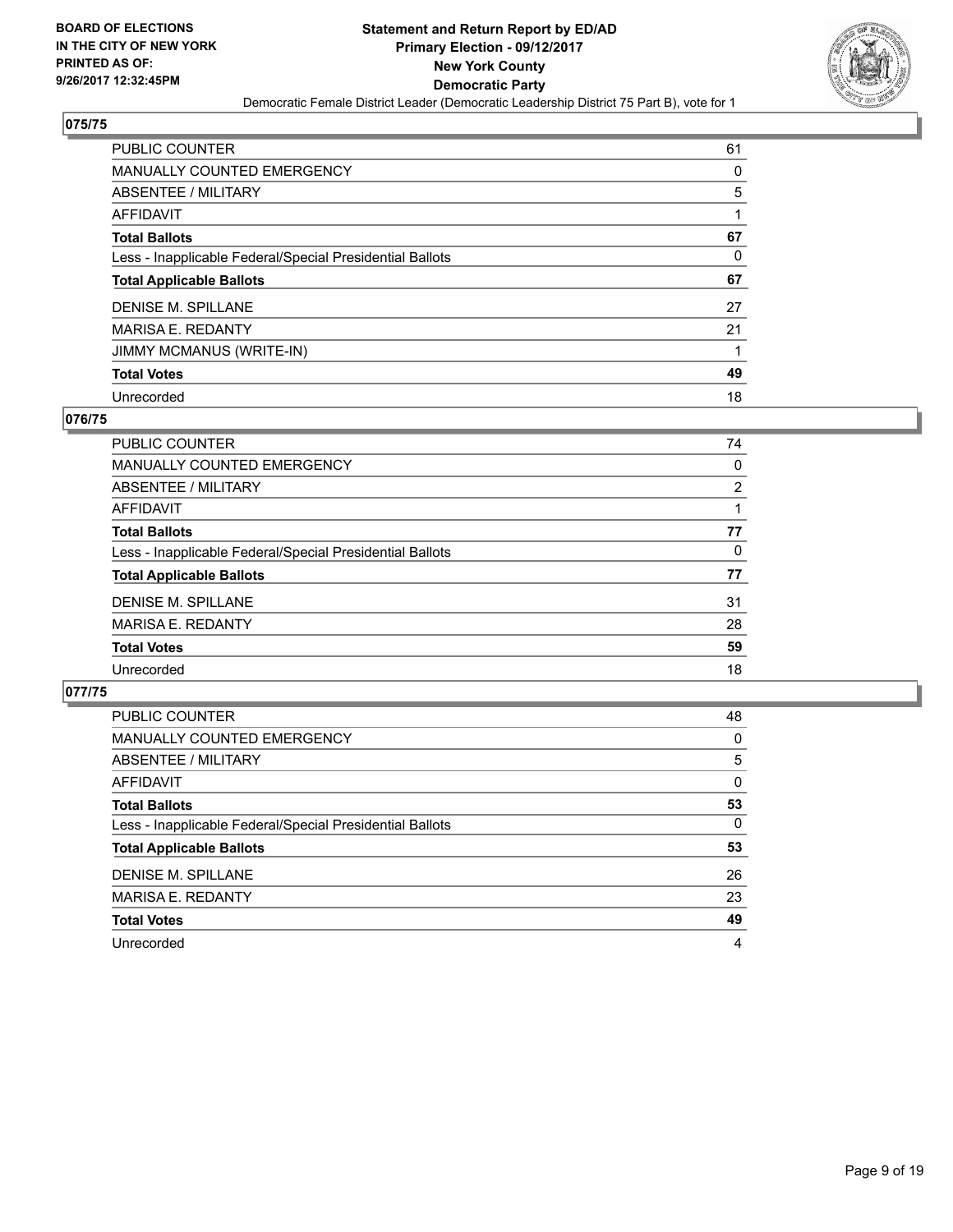**BOARD OF ELECTIONS IN THE CITY OF NEW YORK PRINTED AS OF: 9/26/2017 12:32:45PM**

# Statement and Return Report by ED/AD
## Primary Election - 09/12/2017
## New York County
## Democratic Party
### Democratic Female District Leader (Democratic Leadership District 75 Part B), vote for 1

### 075/75

| | |
|---|---|
| PUBLIC COUNTER | 61 |
| MANUALLY COUNTED EMERGENCY | 0 |
| ABSENTEE / MILITARY | 5 |
| AFFIDAVIT | 1 |
| **Total Ballots** | **67** |
| Less - Inapplicable Federal/Special Presidential Ballots | 0 |
| **Total Applicable Ballots** | **67** |
| DENISE M. SPILLANE | 27 |
| MARISA E. REDANTY | 21 |
| JIMMY MCMANUS (WRITE-IN) | 1 |
| **Total Votes** | **49** |
| Unrecorded | 18 |

### 076/75

| | |
|---|---|
| PUBLIC COUNTER | 74 |
| MANUALLY COUNTED EMERGENCY | 0 |
| ABSENTEE / MILITARY | 2 |
| AFFIDAVIT | 1 |
| **Total Ballots** | **77** |
| Less - Inapplicable Federal/Special Presidential Ballots | 0 |
| **Total Applicable Ballots** | **77** |
| DENISE M. SPILLANE | 31 |
| MARISA E. REDANTY | 28 |
| **Total Votes** | **59** |
| Unrecorded | 18 |

### 077/75

| | |
|---|---|
| PUBLIC COUNTER | 48 |
| MANUALLY COUNTED EMERGENCY | 0 |
| ABSENTEE / MILITARY | 5 |
| AFFIDAVIT | 0 |
| **Total Ballots** | **53** |
| Less - Inapplicable Federal/Special Presidential Ballots | 0 |
| **Total Applicable Ballots** | **53** |
| DENISE M. SPILLANE | 26 |
| MARISA E. REDANTY | 23 |
| **Total Votes** | **49** |
| Unrecorded | 4 |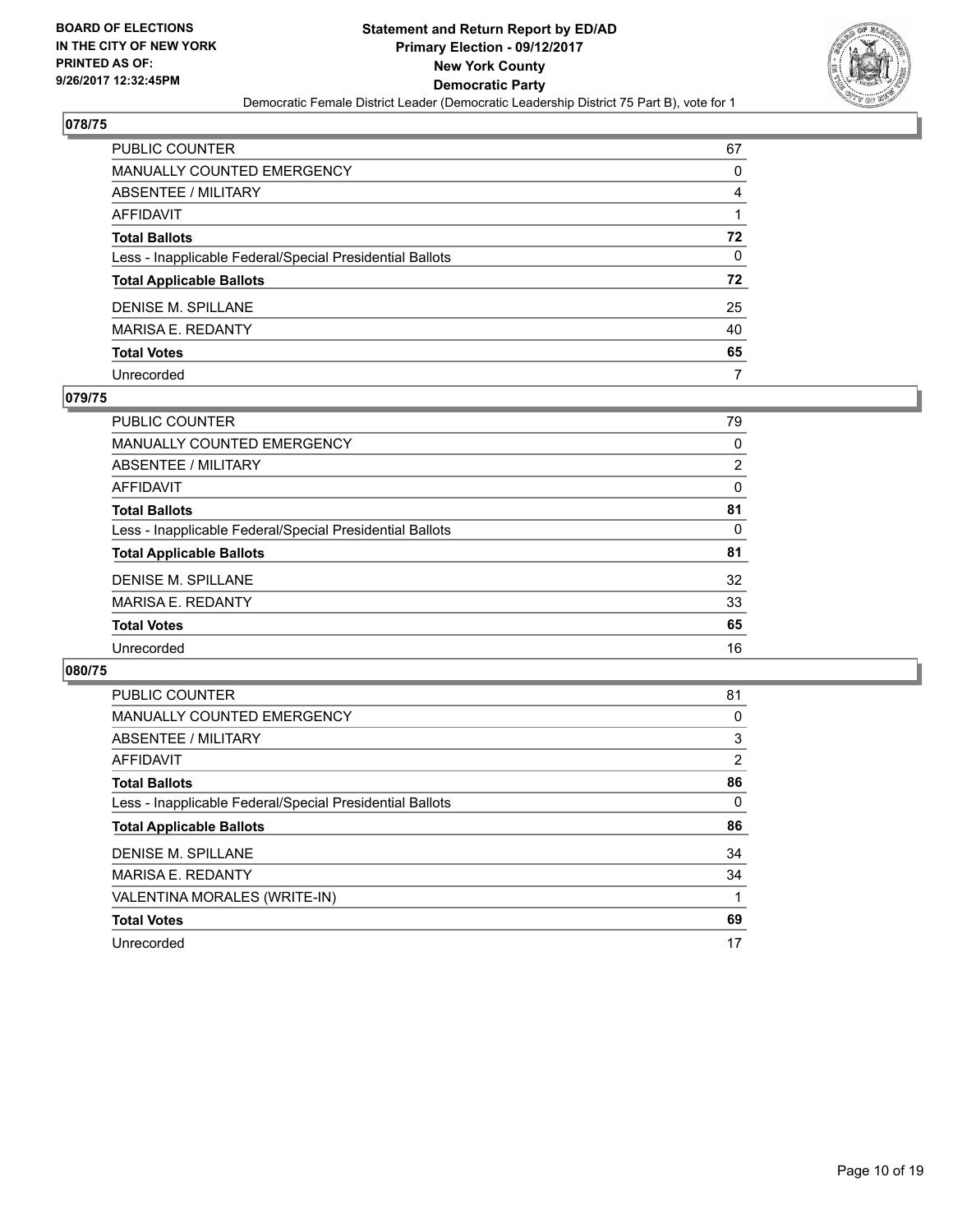**BOARD OF ELECTIONS IN THE CITY OF NEW YORK PRINTED AS OF: 9/26/2017 12:32:45PM**

**Statement and Return Report by ED/AD**
**Primary Election - 09/12/2017**
**New York County**
**Democratic Party**
Democratic Female District Leader (Democratic Leadership District 75 Part B), vote for 1

## 078/75

| | |
|---|---|
| PUBLIC COUNTER | 67 |
| MANUALLY COUNTED EMERGENCY | 0 |
| ABSENTEE / MILITARY | 4 |
| AFFIDAVIT | 1 |
| **Total Ballots** | **72** |
| Less - Inapplicable Federal/Special Presidential Ballots | 0 |
| **Total Applicable Ballots** | **72** |
| DENISE M. SPILLANE | 25 |
| MARISA E. REDANTY | 40 |
| **Total Votes** | **65** |
| Unrecorded | 7 |

## 079/75

| | |
|---|---|
| PUBLIC COUNTER | 79 |
| MANUALLY COUNTED EMERGENCY | 0 |
| ABSENTEE / MILITARY | 2 |
| AFFIDAVIT | 0 |
| **Total Ballots** | **81** |
| Less - Inapplicable Federal/Special Presidential Ballots | 0 |
| **Total Applicable Ballots** | **81** |
| DENISE M. SPILLANE | 32 |
| MARISA E. REDANTY | 33 |
| **Total Votes** | **65** |
| Unrecorded | 16 |

## 080/75

| | |
|---|---|
| PUBLIC COUNTER | 81 |
| MANUALLY COUNTED EMERGENCY | 0 |
| ABSENTEE / MILITARY | 3 |
| AFFIDAVIT | 2 |
| **Total Ballots** | **86** |
| Less - Inapplicable Federal/Special Presidential Ballots | 0 |
| **Total Applicable Ballots** | **86** |
| DENISE M. SPILLANE | 34 |
| MARISA E. REDANTY | 34 |
| VALENTINA MORALES (WRITE-IN) | 1 |
| **Total Votes** | **69** |
| Unrecorded | 17 |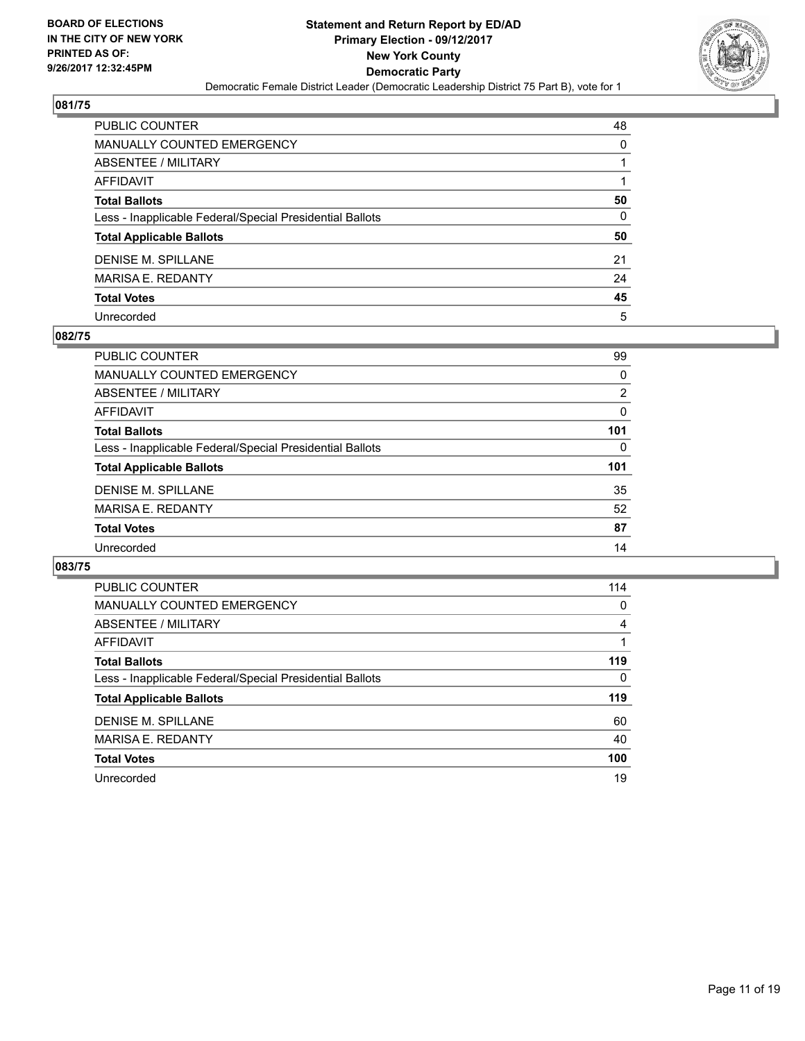**BOARD OF ELECTIONS IN THE CITY OF NEW YORK PRINTED AS OF: 9/26/2017 12:32:45PM**

# Statement and Return Report by ED/AD
## Primary Election - 09/12/2017
## New York County
## Democratic Party
Democratic Female District Leader (Democratic Leadership District 75 Part B), vote for 1

### 081/75

| | |
|---|---|
| PUBLIC COUNTER | 48 |
| MANUALLY COUNTED EMERGENCY | 0 |
| ABSENTEE / MILITARY | 1 |
| AFFIDAVIT | 1 |
| **Total Ballots** | **50** |
| Less - Inapplicable Federal/Special Presidential Ballots | 0 |
| **Total Applicable Ballots** | **50** |
| DENISE M. SPILLANE | 21 |
| MARISA E. REDANTY | 24 |
| **Total Votes** | **45** |
| Unrecorded | 5 |

### 082/75

| | |
|---|---|
| PUBLIC COUNTER | 99 |
| MANUALLY COUNTED EMERGENCY | 0 |
| ABSENTEE / MILITARY | 2 |
| AFFIDAVIT | 0 |
| **Total Ballots** | **101** |
| Less - Inapplicable Federal/Special Presidential Ballots | 0 |
| **Total Applicable Ballots** | **101** |
| DENISE M. SPILLANE | 35 |
| MARISA E. REDANTY | 52 |
| **Total Votes** | **87** |
| Unrecorded | 14 |

### 083/75

| | |
|---|---|
| PUBLIC COUNTER | 114 |
| MANUALLY COUNTED EMERGENCY | 0 |
| ABSENTEE / MILITARY | 4 |
| AFFIDAVIT | 1 |
| **Total Ballots** | **119** |
| Less - Inapplicable Federal/Special Presidential Ballots | 0 |
| **Total Applicable Ballots** | **119** |
| DENISE M. SPILLANE | 60 |
| MARISA E. REDANTY | 40 |
| **Total Votes** | **100** |
| Unrecorded | 19 |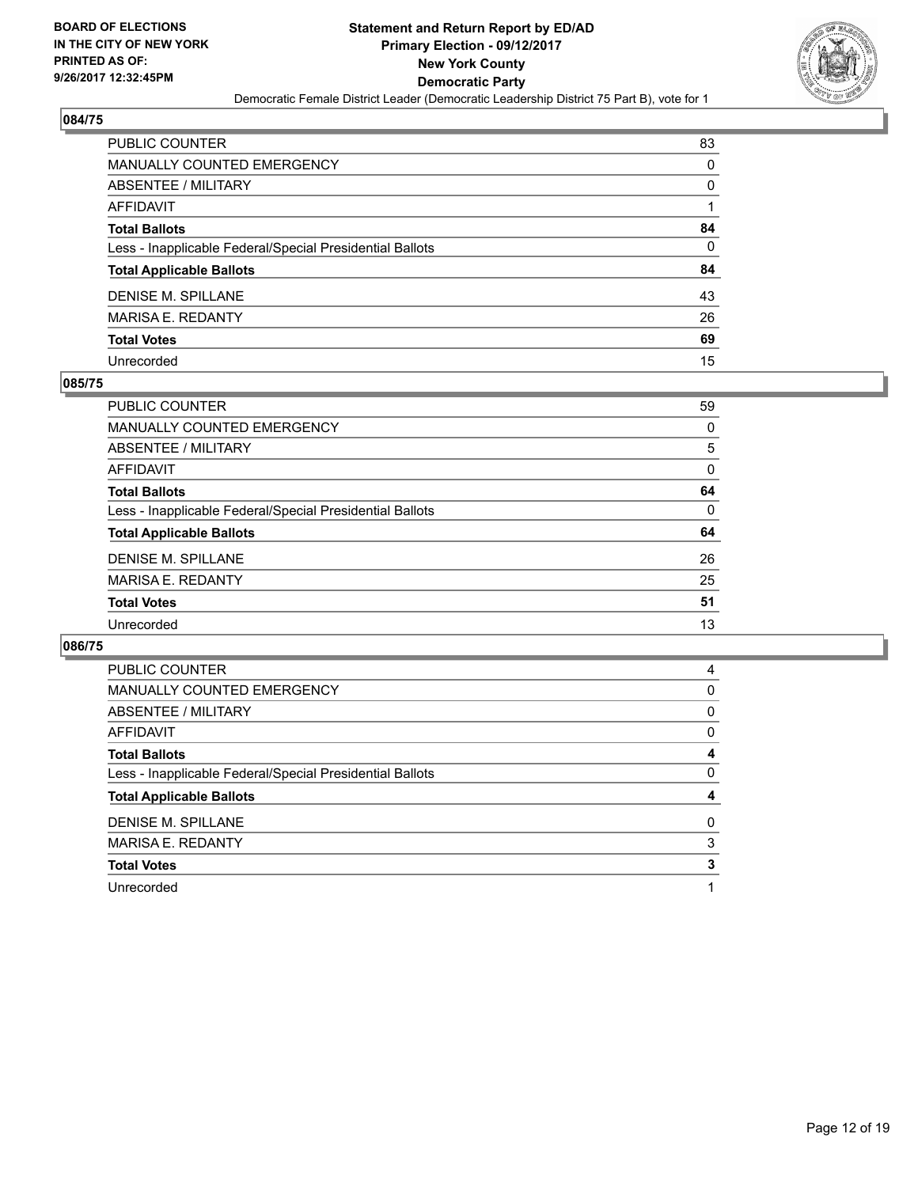BOARD OF ELECTIONS
IN THE CITY OF NEW YORK
PRINTED AS OF:
9/26/2017 12:32:45PM

**Statement and Return Report by ED/AD**
**Primary Election - 09/12/2017**
**New York County**
**Democratic Party**
Democratic Female District Leader (Democratic Leadership District 75 Part B), vote for 1

## 084/75

| | |
|---|---|
| PUBLIC COUNTER | 83 |
| MANUALLY COUNTED EMERGENCY | 0 |
| ABSENTEE / MILITARY | 0 |
| AFFIDAVIT | 1 |
| **Total Ballots** | **84** |
| Less - Inapplicable Federal/Special Presidential Ballots | 0 |
| **Total Applicable Ballots** | **84** |
| DENISE M. SPILLANE | 43 |
| MARISA E. REDANTY | 26 |
| **Total Votes** | **69** |
| Unrecorded | 15 |

## 085/75

| | |
|---|---|
| PUBLIC COUNTER | 59 |
| MANUALLY COUNTED EMERGENCY | 0 |
| ABSENTEE / MILITARY | 5 |
| AFFIDAVIT | 0 |
| **Total Ballots** | **64** |
| Less - Inapplicable Federal/Special Presidential Ballots | 0 |
| **Total Applicable Ballots** | **64** |
| DENISE M. SPILLANE | 26 |
| MARISA E. REDANTY | 25 |
| **Total Votes** | **51** |
| Unrecorded | 13 |

## 086/75

| | |
|---|---|
| PUBLIC COUNTER | 4 |
| MANUALLY COUNTED EMERGENCY | 0 |
| ABSENTEE / MILITARY | 0 |
| AFFIDAVIT | 0 |
| **Total Ballots** | **4** |
| Less - Inapplicable Federal/Special Presidential Ballots | 0 |
| **Total Applicable Ballots** | **4** |
| DENISE M. SPILLANE | 0 |
| MARISA E. REDANTY | 3 |
| **Total Votes** | **3** |
| Unrecorded | 1 |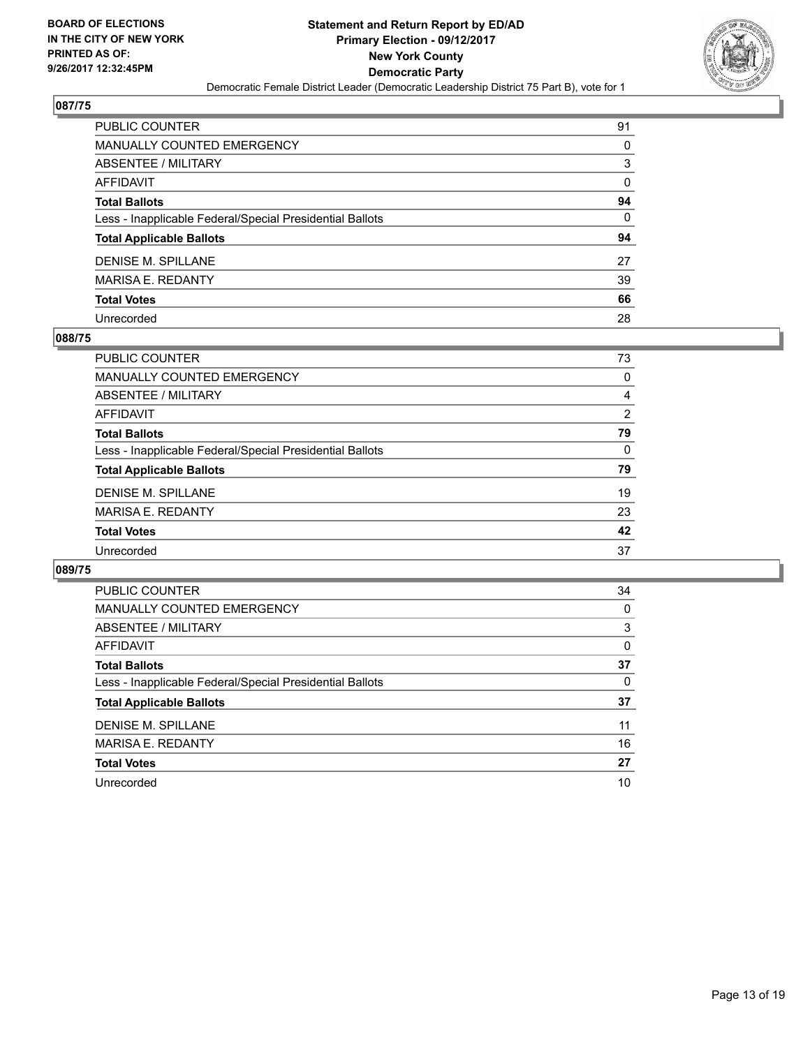**BOARD OF ELECTIONS**
**IN THE CITY OF NEW YORK**
**PRINTED AS OF:**
**9/26/2017 12:32:45PM**

**Statement and Return Report by ED/AD**
**Primary Election - 09/12/2017**
**New York County**
**Democratic Party**
Democratic Female District Leader (Democratic Leadership District 75 Part B), vote for 1

### 087/75

| | |
|---|---|
| PUBLIC COUNTER | 91 |
| MANUALLY COUNTED EMERGENCY | 0 |
| ABSENTEE / MILITARY | 3 |
| AFFIDAVIT | 0 |
| **Total Ballots** | **94** |
| Less - Inapplicable Federal/Special Presidential Ballots | 0 |
| **Total Applicable Ballots** | **94** |
| DENISE M. SPILLANE | 27 |
| MARISA E. REDANTY | 39 |
| **Total Votes** | **66** |
| Unrecorded | 28 |

### 088/75

| | |
|---|---|
| PUBLIC COUNTER | 73 |
| MANUALLY COUNTED EMERGENCY | 0 |
| ABSENTEE / MILITARY | 4 |
| AFFIDAVIT | 2 |
| **Total Ballots** | **79** |
| Less - Inapplicable Federal/Special Presidential Ballots | 0 |
| **Total Applicable Ballots** | **79** |
| DENISE M. SPILLANE | 19 |
| MARISA E. REDANTY | 23 |
| **Total Votes** | **42** |
| Unrecorded | 37 |

### 089/75

| | |
|---|---|
| PUBLIC COUNTER | 34 |
| MANUALLY COUNTED EMERGENCY | 0 |
| ABSENTEE / MILITARY | 3 |
| AFFIDAVIT | 0 |
| **Total Ballots** | **37** |
| Less - Inapplicable Federal/Special Presidential Ballots | 0 |
| **Total Applicable Ballots** | **37** |
| DENISE M. SPILLANE | 11 |
| MARISA E. REDANTY | 16 |
| **Total Votes** | **27** |
| Unrecorded | 10 |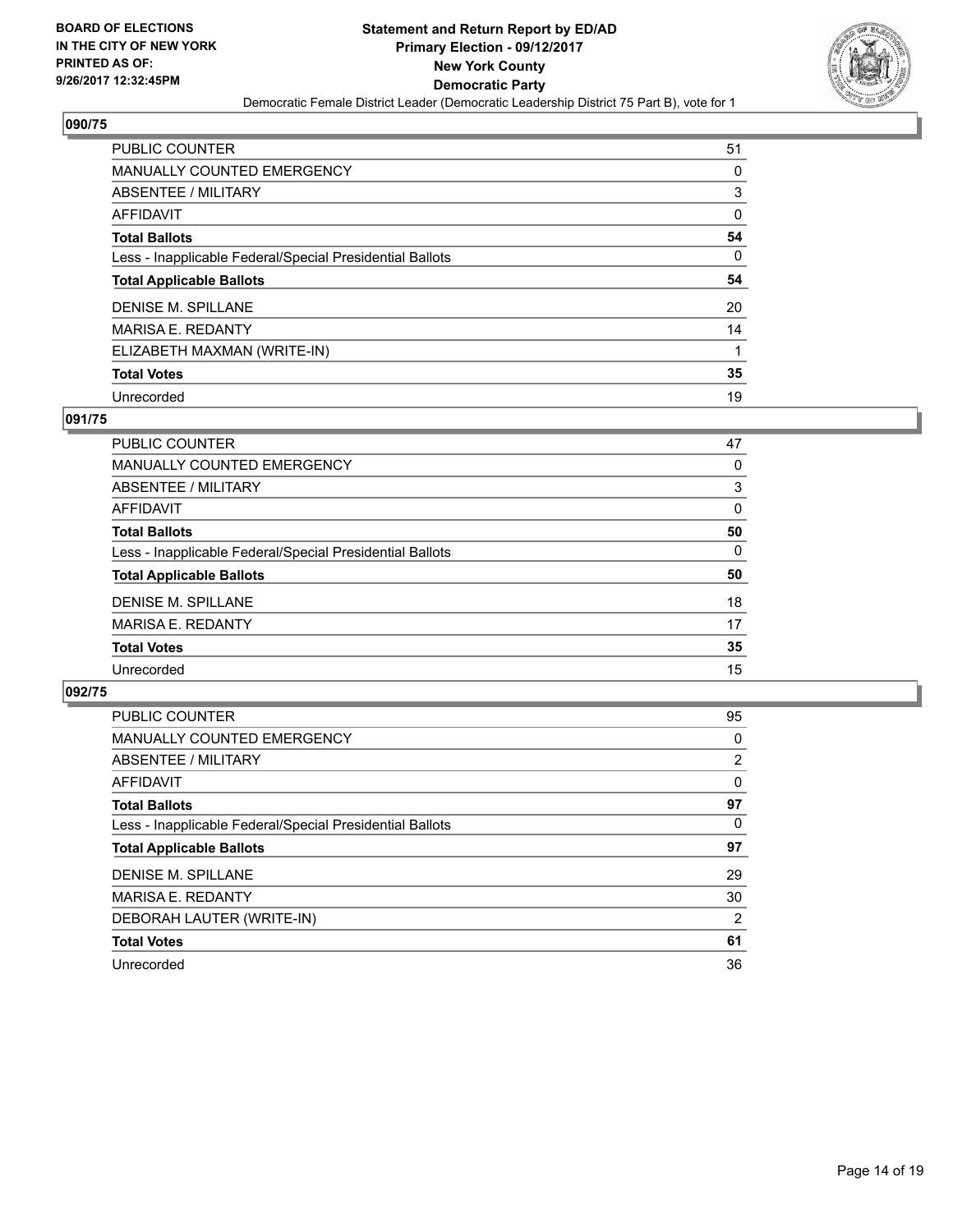**BOARD OF ELECTIONS IN THE CITY OF NEW YORK PRINTED AS OF: 9/26/2017 12:32:45PM**

# Statement and Return Report by ED/AD
## Primary Election - 09/12/2017
## New York County
## Democratic Party
### Democratic Female District Leader (Democratic Leadership District 75 Part B), vote for 1

### 090/75

| | |
|---|---|
| PUBLIC COUNTER | 51 |
| MANUALLY COUNTED EMERGENCY | 0 |
| ABSENTEE / MILITARY | 3 |
| AFFIDAVIT | 0 |
| **Total Ballots** | **54** |
| Less - Inapplicable Federal/Special Presidential Ballots | 0 |
| **Total Applicable Ballots** | **54** |
| DENISE M. SPILLANE | 20 |
| MARISA E. REDANTY | 14 |
| ELIZABETH MAXMAN (WRITE-IN) | 1 |
| **Total Votes** | **35** |
| Unrecorded | 19 |

### 091/75

| | |
|---|---|
| PUBLIC COUNTER | 47 |
| MANUALLY COUNTED EMERGENCY | 0 |
| ABSENTEE / MILITARY | 3 |
| AFFIDAVIT | 0 |
| **Total Ballots** | **50** |
| Less - Inapplicable Federal/Special Presidential Ballots | 0 |
| **Total Applicable Ballots** | **50** |
| DENISE M. SPILLANE | 18 |
| MARISA E. REDANTY | 17 |
| **Total Votes** | **35** |
| Unrecorded | 15 |

### 092/75

| | |
|---|---|
| PUBLIC COUNTER | 95 |
| MANUALLY COUNTED EMERGENCY | 0 |
| ABSENTEE / MILITARY | 2 |
| AFFIDAVIT | 0 |
| **Total Ballots** | **97** |
| Less - Inapplicable Federal/Special Presidential Ballots | 0 |
| **Total Applicable Ballots** | **97** |
| DENISE M. SPILLANE | 29 |
| MARISA E. REDANTY | 30 |
| DEBORAH LAUTER (WRITE-IN) | 2 |
| **Total Votes** | **61** |
| Unrecorded | 36 |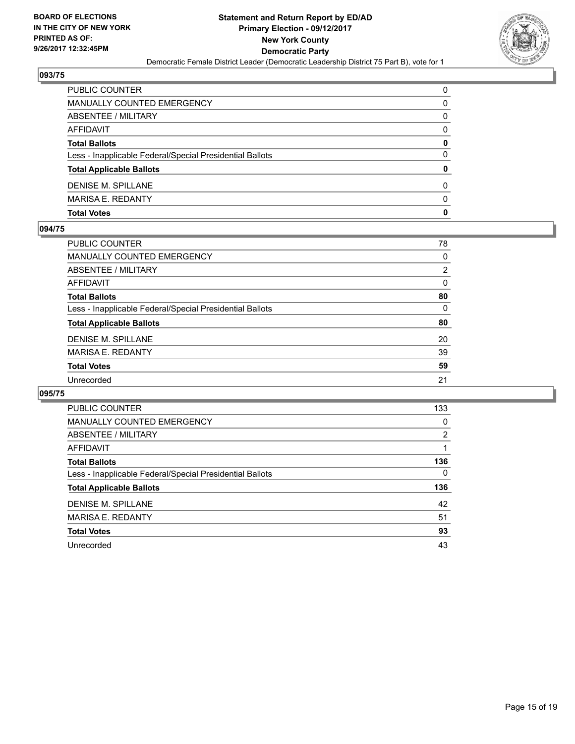BOARD OF ELECTIONS
IN THE CITY OF NEW YORK
PRINTED AS OF:
9/26/2017 12:32:45PM

**Statement and Return Report by ED/AD**
**Primary Election - 09/12/2017**
**New York County**
**Democratic Party**
Democratic Female District Leader (Democratic Leadership District 75 Part B), vote for 1

### 093/75

| | |
|---|---|
| PUBLIC COUNTER | 0 |
| MANUALLY COUNTED EMERGENCY | 0 |
| ABSENTEE / MILITARY | 0 |
| AFFIDAVIT | 0 |
| **Total Ballots** | **0** |
| Less - Inapplicable Federal/Special Presidential Ballots | 0 |
| **Total Applicable Ballots** | **0** |
| DENISE M. SPILLANE | 0 |
| MARISA E. REDANTY | 0 |
| **Total Votes** | **0** |

### 094/75

| | |
|---|---|
| PUBLIC COUNTER | 78 |
| MANUALLY COUNTED EMERGENCY | 0 |
| ABSENTEE / MILITARY | 2 |
| AFFIDAVIT | 0 |
| **Total Ballots** | **80** |
| Less - Inapplicable Federal/Special Presidential Ballots | 0 |
| **Total Applicable Ballots** | **80** |
| DENISE M. SPILLANE | 20 |
| MARISA E. REDANTY | 39 |
| **Total Votes** | **59** |
| Unrecorded | 21 |

### 095/75

| | |
|---|---|
| PUBLIC COUNTER | 133 |
| MANUALLY COUNTED EMERGENCY | 0 |
| ABSENTEE / MILITARY | 2 |
| AFFIDAVIT | 1 |
| **Total Ballots** | **136** |
| Less - Inapplicable Federal/Special Presidential Ballots | 0 |
| **Total Applicable Ballots** | **136** |
| DENISE M. SPILLANE | 42 |
| MARISA E. REDANTY | 51 |
| **Total Votes** | **93** |
| Unrecorded | 43 |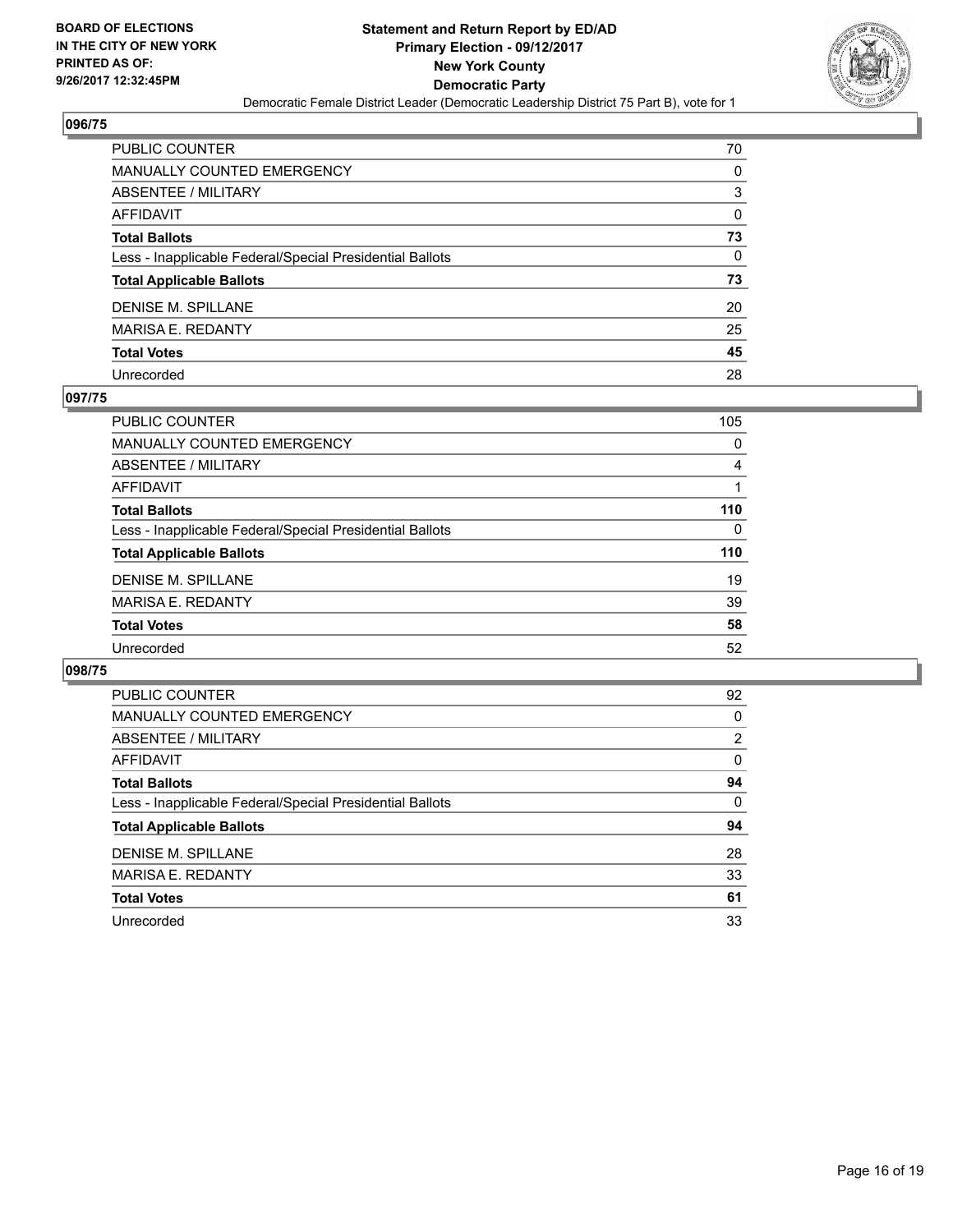BOARD OF ELECTIONS
IN THE CITY OF NEW YORK
PRINTED AS OF:
9/26/2017 12:32:45PM

**Statement and Return Report by ED/AD**
**Primary Election - 09/12/2017**
**New York County**
**Democratic Party**
Democratic Female District Leader (Democratic Leadership District 75 Part B), vote for 1

### 096/75

| | |
|---|---|
| PUBLIC COUNTER | 70 |
| MANUALLY COUNTED EMERGENCY | 0 |
| ABSENTEE / MILITARY | 3 |
| AFFIDAVIT | 0 |
| **Total Ballots** | **73** |
| Less - Inapplicable Federal/Special Presidential Ballots | 0 |
| **Total Applicable Ballots** | **73** |
| DENISE M. SPILLANE | 20 |
| MARISA E. REDANTY | 25 |
| **Total Votes** | **45** |
| Unrecorded | 28 |

### 097/75

| | |
|---|---|
| PUBLIC COUNTER | 105 |
| MANUALLY COUNTED EMERGENCY | 0 |
| ABSENTEE / MILITARY | 4 |
| AFFIDAVIT | 1 |
| **Total Ballots** | **110** |
| Less - Inapplicable Federal/Special Presidential Ballots | 0 |
| **Total Applicable Ballots** | **110** |
| DENISE M. SPILLANE | 19 |
| MARISA E. REDANTY | 39 |
| **Total Votes** | **58** |
| Unrecorded | 52 |

### 098/75

| | |
|---|---|
| PUBLIC COUNTER | 92 |
| MANUALLY COUNTED EMERGENCY | 0 |
| ABSENTEE / MILITARY | 2 |
| AFFIDAVIT | 0 |
| **Total Ballots** | **94** |
| Less - Inapplicable Federal/Special Presidential Ballots | 0 |
| **Total Applicable Ballots** | **94** |
| DENISE M. SPILLANE | 28 |
| MARISA E. REDANTY | 33 |
| **Total Votes** | **61** |
| Unrecorded | 33 |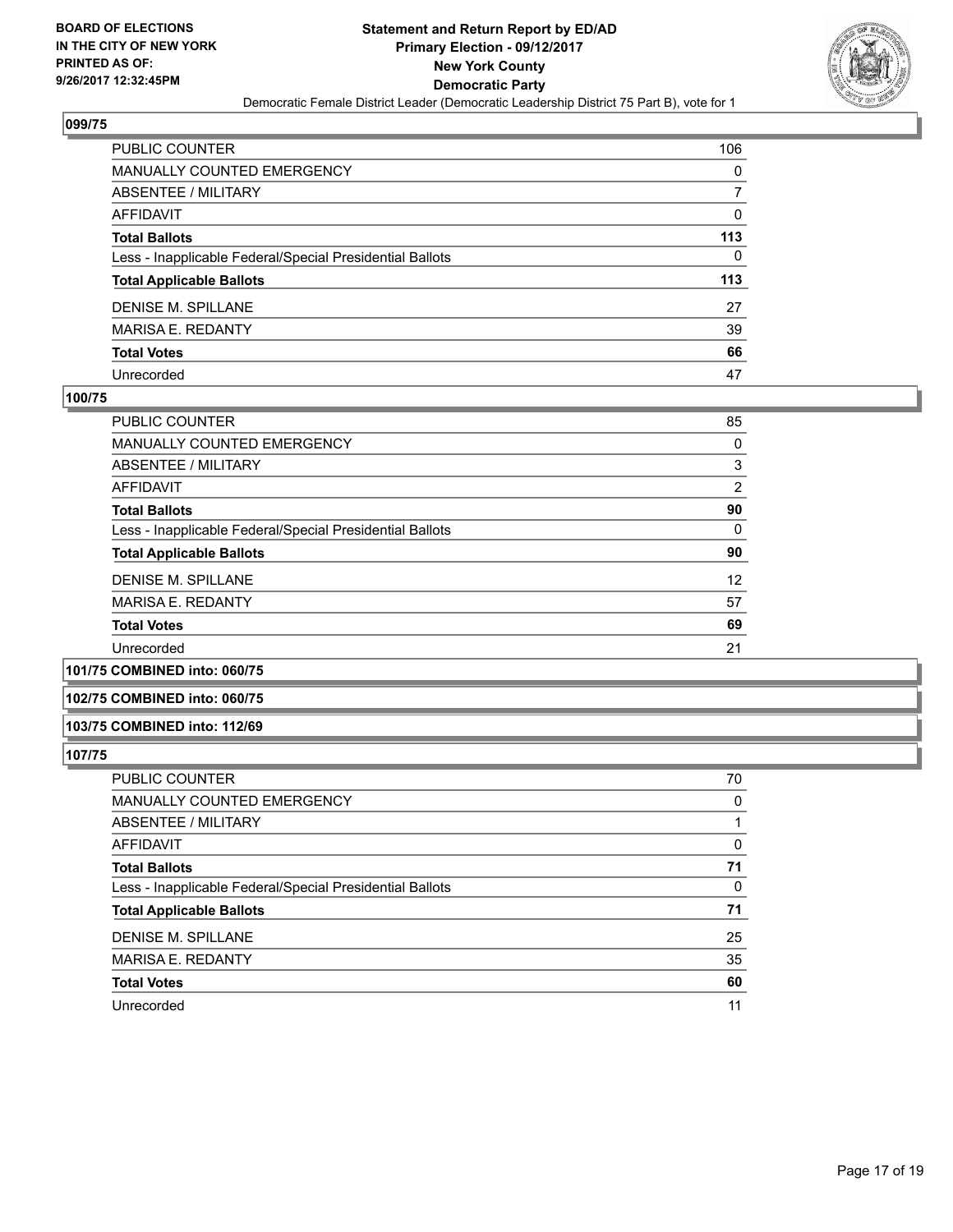**BOARD OF ELECTIONS IN THE CITY OF NEW YORK PRINTED AS OF: 9/26/2017 12:32:45PM**

# Statement and Return Report by ED/AD
## Primary Election - 09/12/2017
## New York County
## Democratic Party
Democratic Female District Leader (Democratic Leadership District 75 Part B), vote for 1

### 099/75

| | |
|---|---|
| PUBLIC COUNTER | 106 |
| MANUALLY COUNTED EMERGENCY | 0 |
| ABSENTEE / MILITARY | 7 |
| AFFIDAVIT | 0 |
| **Total Ballots** | **113** |
| Less - Inapplicable Federal/Special Presidential Ballots | 0 |
| **Total Applicable Ballots** | **113** |
| DENISE M. SPILLANE | 27 |
| MARISA E. REDANTY | 39 |
| **Total Votes** | **66** |
| Unrecorded | 47 |

### 100/75

| | |
|---|---|
| PUBLIC COUNTER | 85 |
| MANUALLY COUNTED EMERGENCY | 0 |
| ABSENTEE / MILITARY | 3 |
| AFFIDAVIT | 2 |
| **Total Ballots** | **90** |
| Less - Inapplicable Federal/Special Presidential Ballots | 0 |
| **Total Applicable Ballots** | **90** |
| DENISE M. SPILLANE | 12 |
| MARISA E. REDANTY | 57 |
| **Total Votes** | **69** |
| Unrecorded | 21 |

### 101/75 COMBINED into: 060/75

### 102/75 COMBINED into: 060/75

### 103/75 COMBINED into: 112/69

### 107/75

| | |
|---|---|
| PUBLIC COUNTER | 70 |
| MANUALLY COUNTED EMERGENCY | 0 |
| ABSENTEE / MILITARY | 1 |
| AFFIDAVIT | 0 |
| **Total Ballots** | **71** |
| Less - Inapplicable Federal/Special Presidential Ballots | 0 |
| **Total Applicable Ballots** | **71** |
| DENISE M. SPILLANE | 25 |
| MARISA E. REDANTY | 35 |
| **Total Votes** | **60** |
| Unrecorded | 11 |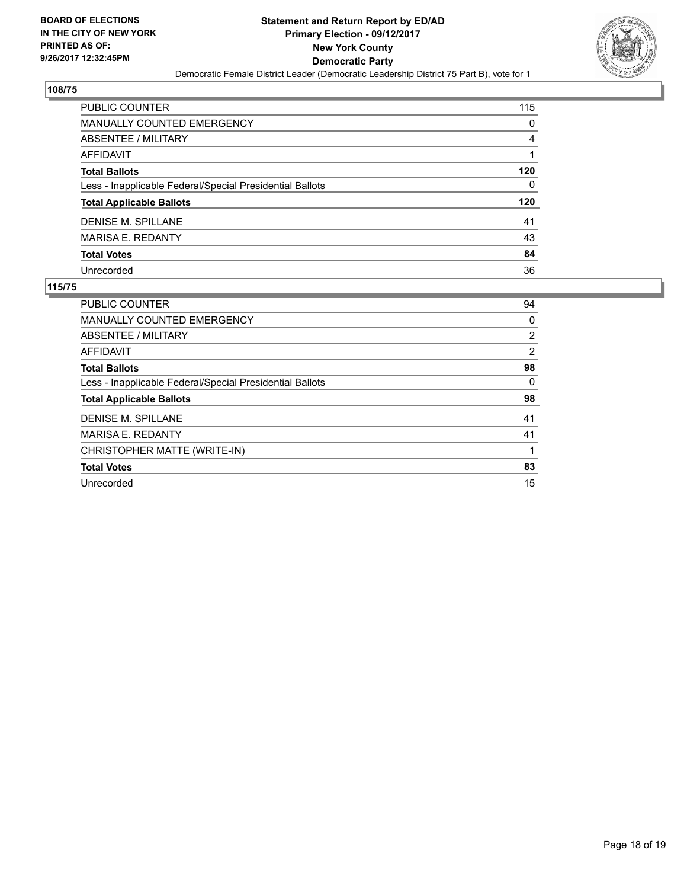BOARD OF ELECTIONS
IN THE CITY OF NEW YORK
PRINTED AS OF:
9/26/2017 12:32:45PM

**Statement and Return Report by ED/AD**
**Primary Election - 09/12/2017**
**New York County**
**Democratic Party**
Democratic Female District Leader (Democratic Leadership District 75 Part B), vote for 1

## 108/75

| | |
|---|---|
| PUBLIC COUNTER | 115 |
| MANUALLY COUNTED EMERGENCY | 0 |
| ABSENTEE / MILITARY | 4 |
| AFFIDAVIT | 1 |
| **Total Ballots** | **120** |
| Less - Inapplicable Federal/Special Presidential Ballots | 0 |
| **Total Applicable Ballots** | **120** |
| DENISE M. SPILLANE | 41 |
| MARISA E. REDANTY | 43 |
| **Total Votes** | **84** |
| Unrecorded | 36 |

## 115/75

| | |
|---|---|
| PUBLIC COUNTER | 94 |
| MANUALLY COUNTED EMERGENCY | 0 |
| ABSENTEE / MILITARY | 2 |
| AFFIDAVIT | 2 |
| **Total Ballots** | **98** |
| Less - Inapplicable Federal/Special Presidential Ballots | 0 |
| **Total Applicable Ballots** | **98** |
| DENISE M. SPILLANE | 41 |
| MARISA E. REDANTY | 41 |
| CHRISTOPHER MATTE (WRITE-IN) | 1 |
| **Total Votes** | **83** |
| Unrecorded | 15 |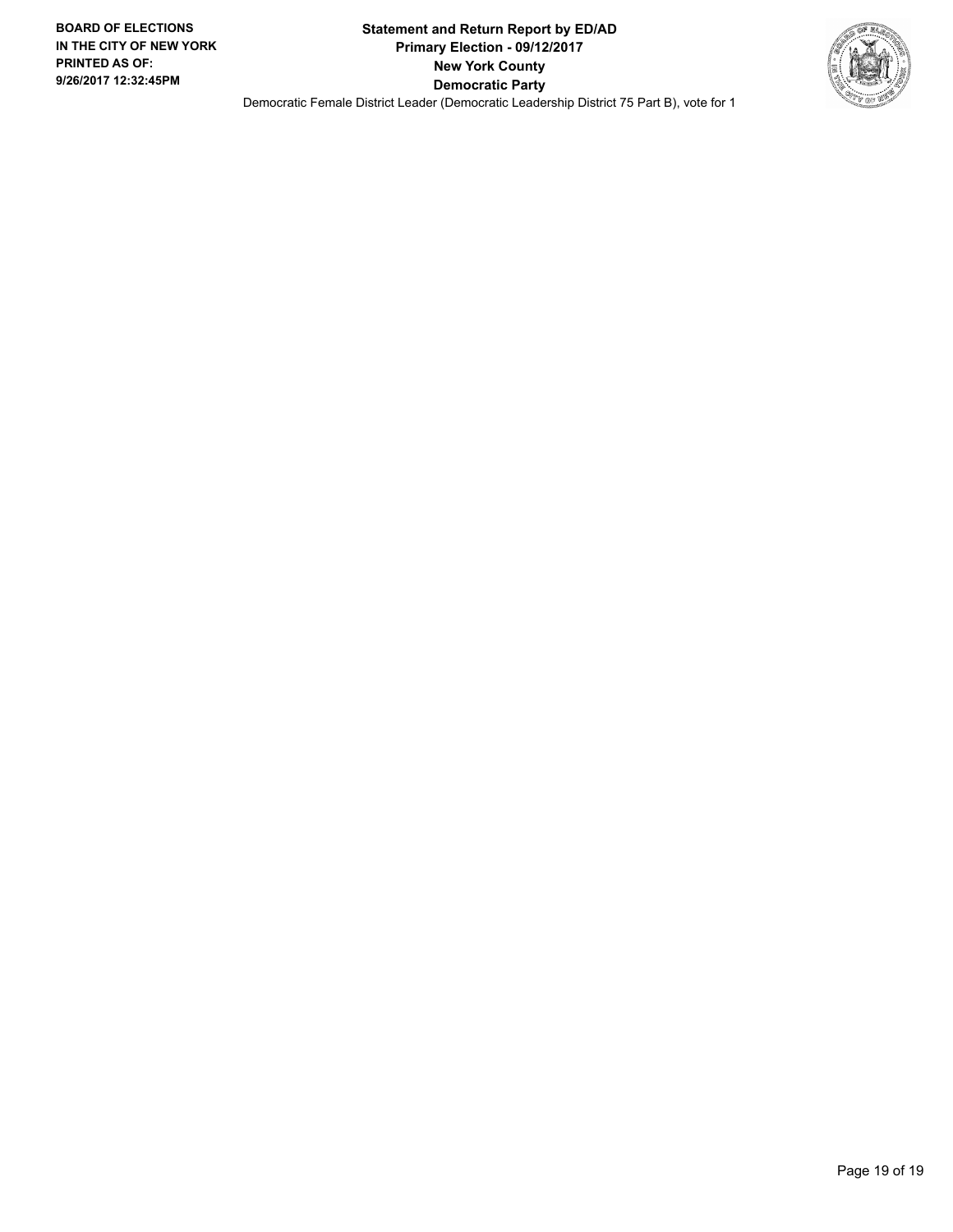**BOARD OF ELECTIONS IN THE CITY OF NEW YORK PRINTED AS OF: 9/26/2017 12:32:45PM**

**Statement and Return Report by ED/AD**
**Primary Election - 09/12/2017**
**New York County**
**Democratic Party**

Democratic Female District Leader (Democratic Leadership District 75 Part B), vote for 1